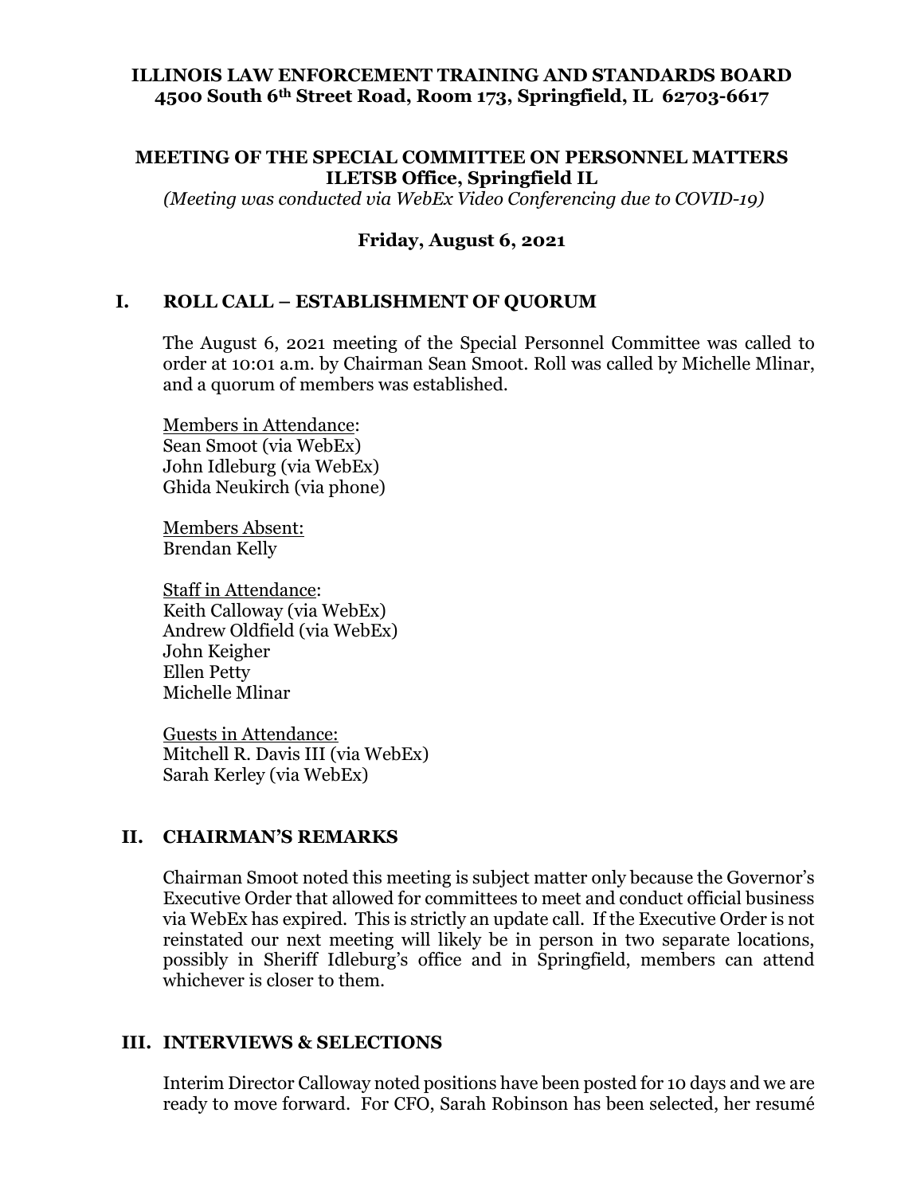**ILLINOIS LAW ENFORCEMENT TRAINING AND STANDARDS BOARD**
**4500 South 6th Street Road, Room 173, Springfield, IL 62703-6617**

**MEETING OF THE SPECIAL COMMITTEE ON PERSONNEL MATTERS**
**ILETSB Office, Springfield IL**
*(Meeting was conducted via WebEx Video Conferencing due to COVID-19)*

**Friday, August 6, 2021**

## I. ROLL CALL – ESTABLISHMENT OF QUORUM

The August 6, 2021 meeting of the Special Personnel Committee was called to order at 10:01 a.m. by Chairman Sean Smoot. Roll was called by Michelle Mlinar, and a quorum of members was established.

Members in Attendance:
Sean Smoot (via WebEx)
John Idleburg (via WebEx)
Ghida Neukirch (via phone)

Members Absent:
Brendan Kelly

Staff in Attendance:
Keith Calloway (via WebEx)
Andrew Oldfield (via WebEx)
John Keigher
Ellen Petty
Michelle Mlinar

Guests in Attendance:
Mitchell R. Davis III (via WebEx)
Sarah Kerley (via WebEx)

## II. CHAIRMAN'S REMARKS

Chairman Smoot noted this meeting is subject matter only because the Governor's Executive Order that allowed for committees to meet and conduct official business via WebEx has expired. This is strictly an update call. If the Executive Order is not reinstated our next meeting will likely be in person in two separate locations, possibly in Sheriff Idleburg's office and in Springfield, members can attend whichever is closer to them.

## III. INTERVIEWS & SELECTIONS

Interim Director Calloway noted positions have been posted for 10 days and we are ready to move forward. For CFO, Sarah Robinson has been selected, her resumé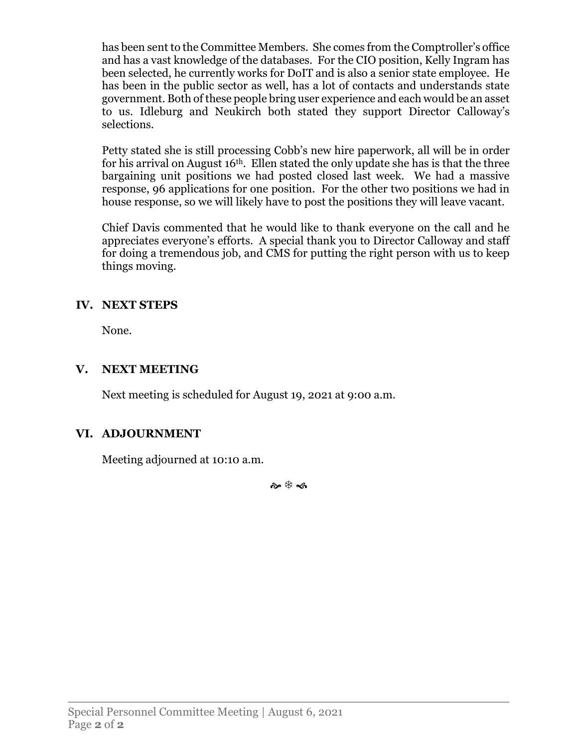has been sent to the Committee Members. She comes from the Comptroller's office and has a vast knowledge of the databases. For the CIO position, Kelly Ingram has been selected, he currently works for DoIT and is also a senior state employee. He has been in the public sector as well, has a lot of contacts and understands state government. Both of these people bring user experience and each would be an asset to us. Idleburg and Neukirch both stated they support Director Calloway's selections.

Petty stated she is still processing Cobb's new hire paperwork, all will be in order for his arrival on August 16th. Ellen stated the only update she has is that the three bargaining unit positions we had posted closed last week. We had a massive response, 96 applications for one position. For the other two positions we had in house response, so we will likely have to post the positions they will leave vacant.

Chief Davis commented that he would like to thank everyone on the call and he appreciates everyone's efforts. A special thank you to Director Calloway and staff for doing a tremendous job, and CMS for putting the right person with us to keep things moving.

## IV. NEXT STEPS

None.

## V. NEXT MEETING

Next meeting is scheduled for August 19, 2021 at 9:00 a.m.

## VI. ADJOURNMENT

Meeting adjourned at 10:10 a.m.